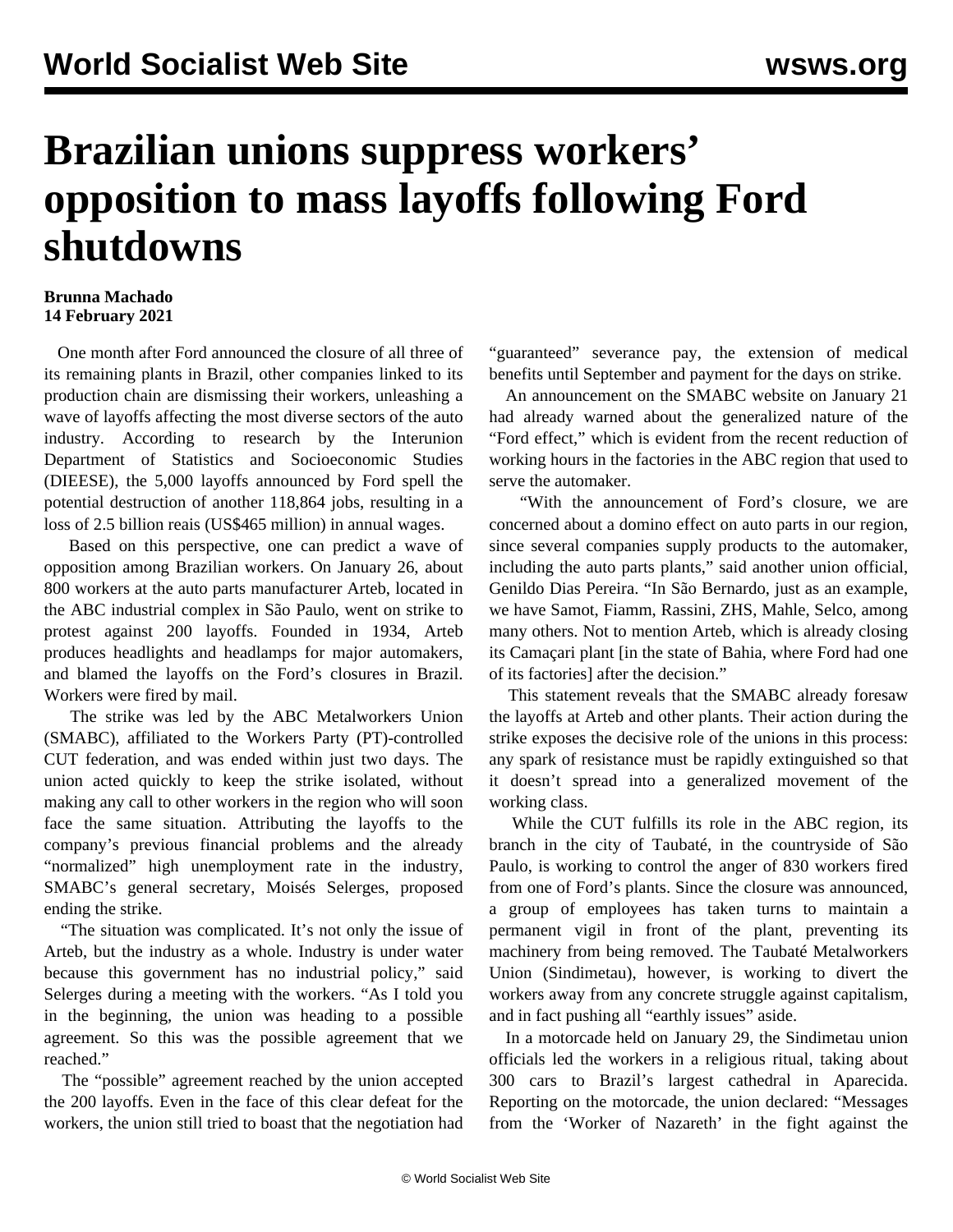# Brazilian unions suppress workers' opposition to mass layoffs following Ford shutdowns

**Brunna Machado**
**14 February 2021**

One month after Ford announced the closure of all three of its remaining plants in Brazil, other companies linked to its production chain are dismissing their workers, unleashing a wave of layoffs affecting the most diverse sectors of the auto industry. According to research by the Interunion Department of Statistics and Socioeconomic Studies (DIEESE), the 5,000 layoffs announced by Ford spell the potential destruction of another 118,864 jobs, resulting in a loss of 2.5 billion reais (US$465 million) in annual wages.

Based on this perspective, one can predict a wave of opposition among Brazilian workers. On January 26, about 800 workers at the auto parts manufacturer Arteb, located in the ABC industrial complex in São Paulo, went on strike to protest against 200 layoffs. Founded in 1934, Arteb produces headlights and headlamps for major automakers, and blamed the layoffs on the Ford's closures in Brazil. Workers were fired by mail.

The strike was led by the ABC Metalworkers Union (SMABC), affiliated to the Workers Party (PT)-controlled CUT federation, and was ended within just two days. The union acted quickly to keep the strike isolated, without making any call to other workers in the region who will soon face the same situation. Attributing the layoffs to the company's previous financial problems and the already "normalized" high unemployment rate in the industry, SMABC's general secretary, Moisés Selerges, proposed ending the strike.

"The situation was complicated. It's not only the issue of Arteb, but the industry as a whole. Industry is under water because this government has no industrial policy," said Selerges during a meeting with the workers. "As I told you in the beginning, the union was heading to a possible agreement. So this was the possible agreement that we reached."

The "possible" agreement reached by the union accepted the 200 layoffs. Even in the face of this clear defeat for the workers, the union still tried to boast that the negotiation had "guaranteed" severance pay, the extension of medical benefits until September and payment for the days on strike.

An announcement on the SMABC website on January 21 had already warned about the generalized nature of the "Ford effect," which is evident from the recent reduction of working hours in the factories in the ABC region that used to serve the automaker.

"With the announcement of Ford's closure, we are concerned about a domino effect on auto parts in our region, since several companies supply products to the automaker, including the auto parts plants," said another union official, Genildo Dias Pereira. "In São Bernardo, just as an example, we have Samot, Fiamm, Rassini, ZHS, Mahle, Selco, among many others. Not to mention Arteb, which is already closing its Camaçari plant [in the state of Bahia, where Ford had one of its factories] after the decision."

This statement reveals that the SMABC already foresaw the layoffs at Arteb and other plants. Their action during the strike exposes the decisive role of the unions in this process: any spark of resistance must be rapidly extinguished so that it doesn't spread into a generalized movement of the working class.

While the CUT fulfills its role in the ABC region, its branch in the city of Taubaté, in the countryside of São Paulo, is working to control the anger of 830 workers fired from one of Ford's plants. Since the closure was announced, a group of employees has taken turns to maintain a permanent vigil in front of the plant, preventing its machinery from being removed. The Taubaté Metalworkers Union (Sindimetau), however, is working to divert the workers away from any concrete struggle against capitalism, and in fact pushing all "earthly issues" aside.

In a motorcade held on January 29, the Sindimetau union officials led the workers in a religious ritual, taking about 300 cars to Brazil's largest cathedral in Aparecida. Reporting on the motorcade, the union declared: "Messages from the 'Worker of Nazareth' in the fight against the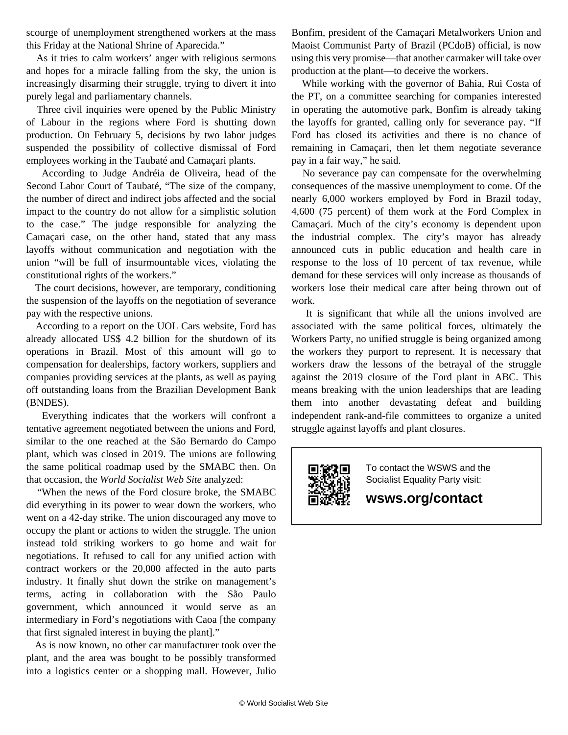scourge of unemployment strengthened workers at the mass this Friday at the National Shrine of Aparecida."

As it tries to calm workers' anger with religious sermons and hopes for a miracle falling from the sky, the union is increasingly disarming their struggle, trying to divert it into purely legal and parliamentary channels.

Three civil inquiries were opened by the Public Ministry of Labour in the regions where Ford is shutting down production. On February 5, decisions by two labor judges suspended the possibility of collective dismissal of Ford employees working in the Taubaté and Camaçari plants.

According to Judge Andréia de Oliveira, head of the Second Labor Court of Taubaté, "The size of the company, the number of direct and indirect jobs affected and the social impact to the country do not allow for a simplistic solution to the case." The judge responsible for analyzing the Camaçari case, on the other hand, stated that any mass layoffs without communication and negotiation with the union "will be full of insurmountable vices, violating the constitutional rights of the workers."

The court decisions, however, are temporary, conditioning the suspension of the layoffs on the negotiation of severance pay with the respective unions.

According to a report on the UOL Cars website, Ford has already allocated US$ 4.2 billion for the shutdown of its operations in Brazil. Most of this amount will go to compensation for dealerships, factory workers, suppliers and companies providing services at the plants, as well as paying off outstanding loans from the Brazilian Development Bank (BNDES).

Everything indicates that the workers will confront a tentative agreement negotiated between the unions and Ford, similar to the one reached at the São Bernardo do Campo plant, which was closed in 2019. The unions are following the same political roadmap used by the SMABC then. On that occasion, the *World Socialist Web Site* analyzed:

"When the news of the Ford closure broke, the SMABC did everything in its power to wear down the workers, who went on a 42-day strike. The union discouraged any move to occupy the plant or actions to widen the struggle. The union instead told striking workers to go home and wait for negotiations. It refused to call for any unified action with contract workers or the 20,000 affected in the auto parts industry. It finally shut down the strike on management's terms, acting in collaboration with the São Paulo government, which announced it would serve as an intermediary in Ford's negotiations with Caoa [the company that first signaled interest in buying the plant]."

As is now known, no other car manufacturer took over the plant, and the area was bought to be possibly transformed into a logistics center or a shopping mall. However, Julio Bonfim, president of the Camaçari Metalworkers Union and Maoist Communist Party of Brazil (PCdoB) official, is now using this very promise—that another carmaker will take over production at the plant—to deceive the workers.

While working with the governor of Bahia, Rui Costa of the PT, on a committee searching for companies interested in operating the automotive park, Bonfim is already taking the layoffs for granted, calling only for severance pay. "If Ford has closed its activities and there is no chance of remaining in Camaçari, then let them negotiate severance pay in a fair way," he said.

No severance pay can compensate for the overwhelming consequences of the massive unemployment to come. Of the nearly 6,000 workers employed by Ford in Brazil today, 4,600 (75 percent) of them work at the Ford Complex in Camaçari. Much of the city's economy is dependent upon the industrial complex. The city's mayor has already announced cuts in public education and health care in response to the loss of 10 percent of tax revenue, while demand for these services will only increase as thousands of workers lose their medical care after being thrown out of work.

It is significant that while all the unions involved are associated with the same political forces, ultimately the Workers Party, no unified struggle is being organized among the workers they purport to represent. It is necessary that workers draw the lessons of the betrayal of the struggle against the 2019 closure of the Ford plant in ABC. This means breaking with the union leaderships that are leading them into another devastating defeat and building independent rank-and-file committees to organize a united struggle against layoffs and plant closures.

To contact the WSWS and the Socialist Equality Party visit:

**wsws.org/contact**